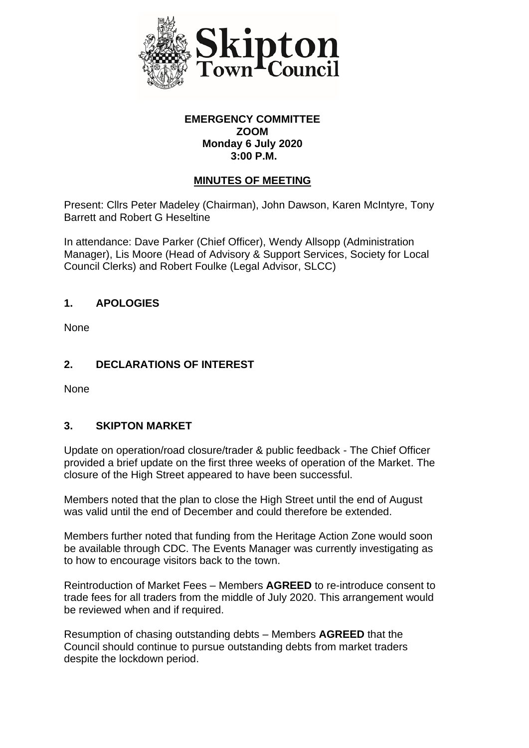**EMERGENCY COMMITTEE**
**ZOOM**
**Monday 6 July 2020**
**3:00 P.M.**

## MINUTES OF MEETING

Present: Cllrs Peter Madeley (Chairman), John Dawson, Karen McIntyre, Tony Barrett and Robert G Heseltine

In attendance: Dave Parker (Chief Officer), Wendy Allsopp (Administration Manager), Lis Moore (Head of Advisory & Support Services, Society for Local Council Clerks) and Robert Foulke (Legal Advisor, SLCC)

## 1. APOLOGIES

None

## 2. DECLARATIONS OF INTEREST

None

## 3. SKIPTON MARKET

Update on operation/road closure/trader & public feedback - The Chief Officer provided a brief update on the first three weeks of operation of the Market. The closure of the High Street appeared to have been successful.

Members noted that the plan to close the High Street until the end of August was valid until the end of December and could therefore be extended.

Members further noted that funding from the Heritage Action Zone would soon be available through CDC. The Events Manager was currently investigating as to how to encourage visitors back to the town.

Reintroduction of Market Fees – Members **AGREED** to re-introduce consent to trade fees for all traders from the middle of July 2020. This arrangement would be reviewed when and if required.

Resumption of chasing outstanding debts – Members **AGREED** that the Council should continue to pursue outstanding debts from market traders despite the lockdown period.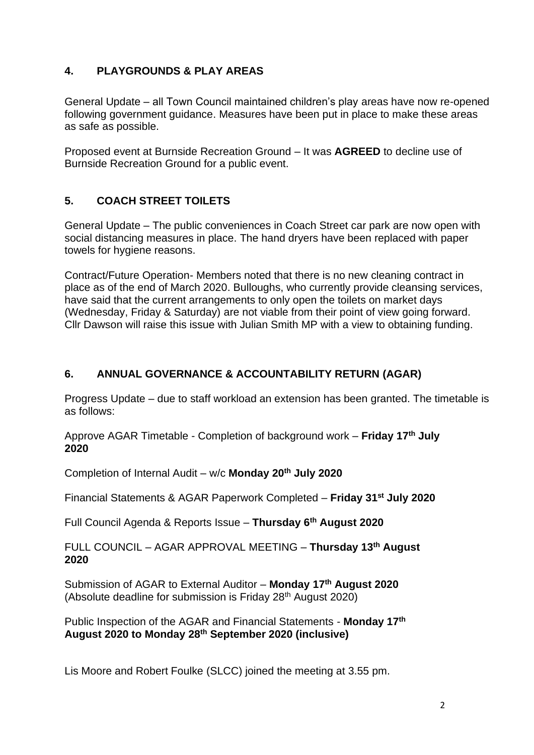## 4. PLAYGROUNDS & PLAY AREAS

General Update – all Town Council maintained children's play areas have now re-opened following government guidance. Measures have been put in place to make these areas as safe as possible.

Proposed event at Burnside Recreation Ground – It was **AGREED** to decline use of Burnside Recreation Ground for a public event.

## 5. COACH STREET TOILETS

General Update – The public conveniences in Coach Street car park are now open with social distancing measures in place. The hand dryers have been replaced with paper towels for hygiene reasons.

Contract/Future Operation- Members noted that there is no new cleaning contract in place as of the end of March 2020. Bulloughs, who currently provide cleansing services, have said that the current arrangements to only open the toilets on market days (Wednesday, Friday & Saturday) are not viable from their point of view going forward. Cllr Dawson will raise this issue with Julian Smith MP with a view to obtaining funding.

## 6. ANNUAL GOVERNANCE & ACCOUNTABILITY RETURN (AGAR)

Progress Update – due to staff workload an extension has been granted. The timetable is as follows:

Approve AGAR Timetable - Completion of background work – **Friday 17th July 2020**

Completion of Internal Audit – w/c **Monday 20th July 2020**

Financial Statements & AGAR Paperwork Completed – **Friday 31st July 2020**

Full Council Agenda & Reports Issue – **Thursday 6th August 2020**

FULL COUNCIL – AGAR APPROVAL MEETING – **Thursday 13th August 2020**

Submission of AGAR to External Auditor – **Monday 17th August 2020**
(Absolute deadline for submission is Friday 28th August 2020)

Public Inspection of the AGAR and Financial Statements - **Monday 17th August 2020 to Monday 28th September 2020 (inclusive)**

Lis Moore and Robert Foulke (SLCC) joined the meeting at 3.55 pm.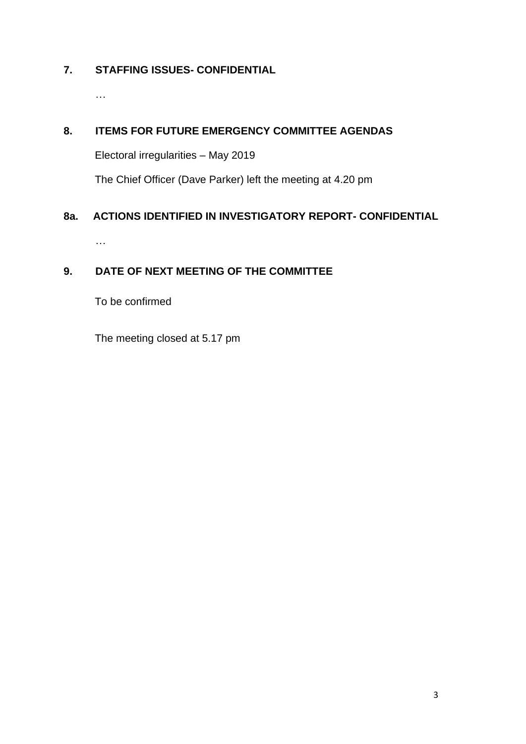## 7. STAFFING ISSUES- CONFIDENTIAL

…

## 8. ITEMS FOR FUTURE EMERGENCY COMMITTEE AGENDAS

Electoral irregularities – May 2019

The Chief Officer (Dave Parker) left the meeting at 4.20 pm

## 8a. ACTIONS IDENTIFIED IN INVESTIGATORY REPORT- CONFIDENTIAL

…

## 9. DATE OF NEXT MEETING OF THE COMMITTEE

To be confirmed

The meeting closed at 5.17 pm